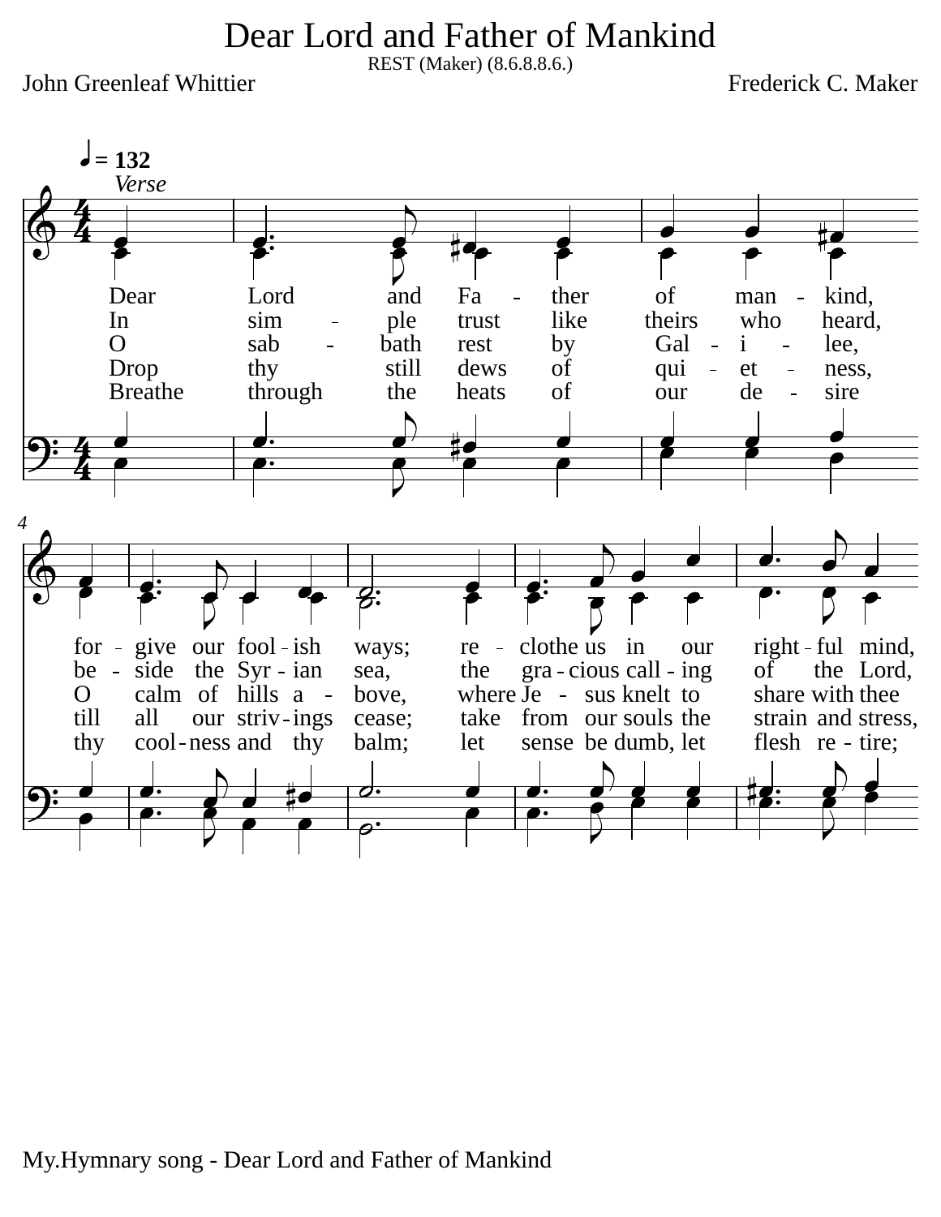# Dear Lord and Father of Mankind

REST (Maker) (8.6.8.8.6.)

John Greenleaf Whittier

Frederick C. Maker

♩ = 132

*Verse*

Dear Lord and Fa - ther of man - kind, for - give our fool - ish ways; re - clothe us in our right - ful mind,

In sim - ple trust like theirs who heard, be - side the Syr - ian sea, the gra - cious call - ing of the Lord,

O sab - bath rest by Gal - i - lee, O calm of hills a - bove, where Je - sus knelt to share with thee

Drop thy still dews of qui - et - ness, till all our striv - ings cease; take from our souls the strain and stress,

Breathe through the heats of our de - sire thy cool - ness and thy balm; let sense be dumb, let flesh re - tire;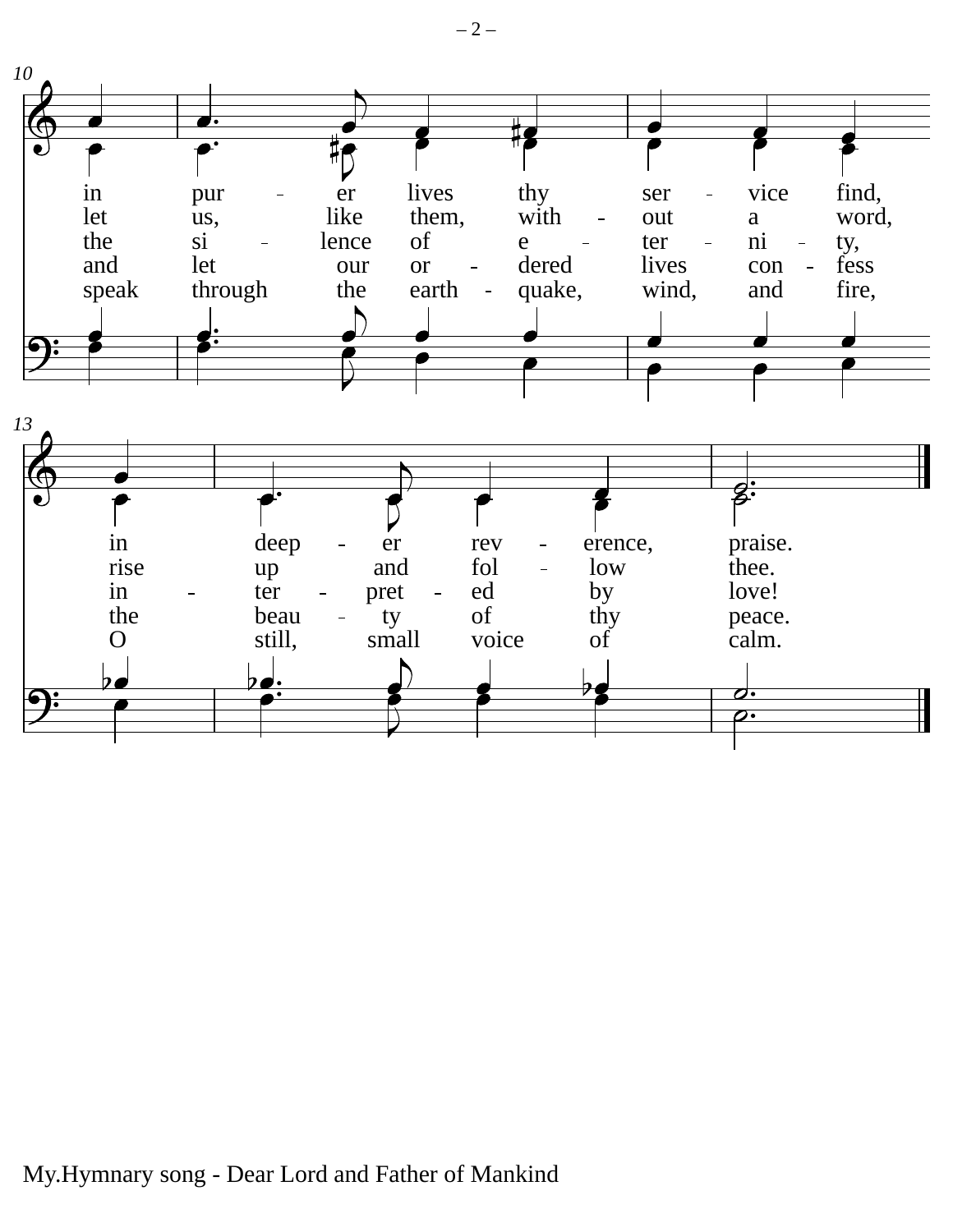10

in pur - er lives thy ser - vice find,
let us, like them, with - out a word,
the si - lence of e - ter - ni - ty,
and let our or - dered lives con - fess
speak through the earth - quake, wind, and fire,

13

in deep - er rev - erence, praise.
rise up and fol - low thee.
in - ter - pret - ed by love!
the beau - ty of thy peace.
O still, small voice of calm.

My.Hymnary song - Dear Lord and Father of Mankind